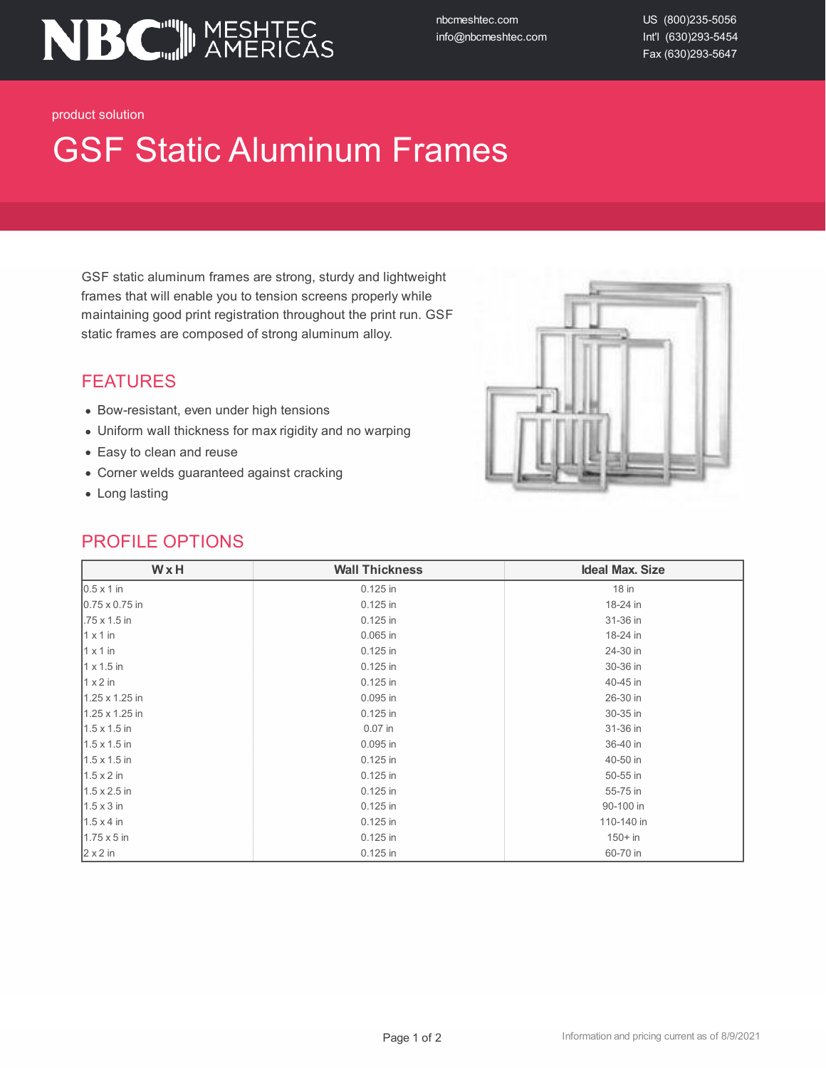NBC MESHTEC AMERICAS

nbcmeshtec.com
info@nbcmeshtec.com

US (800)235-5056
Int'l (630)293-5454
Fax (630)293-5647

product solution

# GSF Static Aluminum Frames

GSF static aluminum frames are strong, sturdy and lightweight frames that will enable you to tension screens properly while maintaining good print registration throughout the print run. GSF static frames are composed of strong aluminum alloy.

## FEATURES

- Bow-resistant, even under high tensions
- Uniform wall thickness for max rigidity and no warping
- Easy to clean and reuse
- Corner welds guaranteed against cracking
- Long lasting

## PROFILE OPTIONS

| W x H | Wall Thickness | Ideal Max. Size |
|---|---|---|
| 0.5 x 1 in | 0.125 in | 18 in |
| 0.75 x 0.75 in | 0.125 in | 18-24 in |
| .75 x 1.5 in | 0.125 in | 31-36 in |
| 1 x 1 in | 0.065 in | 18-24 in |
| 1 x 1 in | 0.125 in | 24-30 in |
| 1 x 1.5 in | 0.125 in | 30-36 in |
| 1 x 2 in | 0.125 in | 40-45 in |
| 1.25 x 1.25 in | 0.095 in | 26-30 in |
| 1.25 x 1.25 in | 0.125 in | 30-35 in |
| 1.5 x 1.5 in | 0.07 in | 31-36 in |
| 1.5 x 1.5 in | 0.095 in | 36-40 in |
| 1.5 x 1.5 in | 0.125 in | 40-50 in |
| 1.5 x 2 in | 0.125 in | 50-55 in |
| 1.5 x 2.5 in | 0.125 in | 55-75 in |
| 1.5 x 3 in | 0.125 in | 90-100 in |
| 1.5 x 4 in | 0.125 in | 110-140 in |
| 1.75 x 5 in | 0.125 in | 150+ in |
| 2 x 2 in | 0.125 in | 60-70 in |

Information and pricing current as of 8/9/2021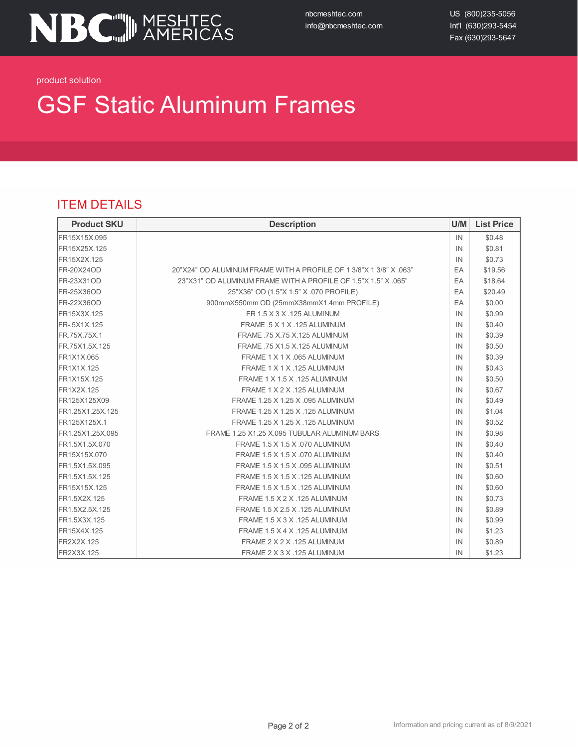NBC MESHTEC AMERICAS

nbcmeshtec.com
info@nbcmeshtec.com

US (800)235-5056
Int'l (630)293-5454
Fax (630)293-5647

product solution

# GSF Static Aluminum Frames

## ITEM DETAILS

| Product SKU | Description | U/M | List Price |
|---|---|---|---|
| FR15X15X.095 | | IN | $0.48 |
| FR15X25X.125 | | IN | $0.81 |
| FR15X2X.125 | | IN | $0.73 |
| FR-20X24OD | 20"X24" OD ALUMINUM FRAME WITH A PROFILE OF 1 3/8"X 1 3/8" X .063" | EA | $19.56 |
| FR-23X31OD | 23"X31" OD ALUMINUM FRAME WITH A PROFILE OF 1.5"X 1.5" X .065" | EA | $18.64 |
| FR-25X36OD | 25"X36" OD (1.5"X 1.5" X .070 PROFILE) | EA | $20.49 |
| FR-22X36OD | 900mmX550mm OD (25mmX38mmX1.4mm PROFILE) | EA | $0.00 |
| FR15X3X.125 | FR 1.5 X 3 X .125 ALUMINUM | IN | $0.99 |
| FR-.5X1X.125 | FRAME .5 X 1 X .125 ALUMINUM | IN | $0.40 |
| FR.75X.75X.1 | FRAME .75 X.75 X.125 ALUMINUM | IN | $0.39 |
| FR.75X1.5X.125 | FRAME .75 X1.5 X.125 ALUMINUM | IN | $0.50 |
| FR1X1X.065 | FRAME 1 X 1 X .065 ALUMINUM | IN | $0.39 |
| FR1X1X.125 | FRAME 1 X 1 X .125 ALUMINUM | IN | $0.43 |
| FR1X15X.125 | FRAME 1 X 1.5 X .125 ALUMINUM | IN | $0.50 |
| FR1X2X.125 | FRAME 1 X 2 X .125 ALUMINUM | IN | $0.67 |
| FR125X125X09 | FRAME 1.25 X 1.25 X .095 ALUMINUM | IN | $0.49 |
| FR1.25X1.25X.125 | FRAME 1.25 X 1.25 X .125 ALUMINUM | IN | $1.04 |
| FR125X125X.1 | FRAME 1.25 X 1.25 X .125 ALUMINUM | IN | $0.52 |
| FR1.25X1.25X.095 | FRAME 1.25 X1.25 X.095 TUBULAR ALUMINUM BARS | IN | $0.98 |
| FR1.5X1.5X.070 | FRAME 1.5 X 1.5 X .070 ALUMINUM | IN | $0.40 |
| FR15X15X.070 | FRAME 1.5 X 1.5 X .070 ALUMINUM | IN | $0.40 |
| FR1.5X1.5X.095 | FRAME 1.5 X 1.5 X .095 ALUMINUM | IN | $0.51 |
| FR1.5X1.5X.125 | FRAME 1.5 X 1.5 X .125 ALUMINUM | IN | $0.60 |
| FR15X15X.125 | FRAME 1.5 X 1.5 X .125 ALUMINUM | IN | $0.60 |
| FR1.5X2X.125 | FRAME 1.5 X 2 X .125 ALUMINUM | IN | $0.73 |
| FR1.5X2.5X.125 | FRAME 1.5 X 2.5 X .125 ALUMINUM | IN | $0.89 |
| FR1.5X3X.125 | FRAME 1.5 X 3 X .125 ALUMINUM | IN | $0.99 |
| FR15X4X.125 | FRAME 1.5 X 4 X .125 ALUMINUM | IN | $1.23 |
| FR2X2X.125 | FRAME 2 X 2 X .125 ALUMINUM | IN | $0.89 |
| FR2X3X.125 | FRAME 2 X 3 X .125 ALUMINUM | IN | $1.23 |

Information and pricing current as of 8/9/2021